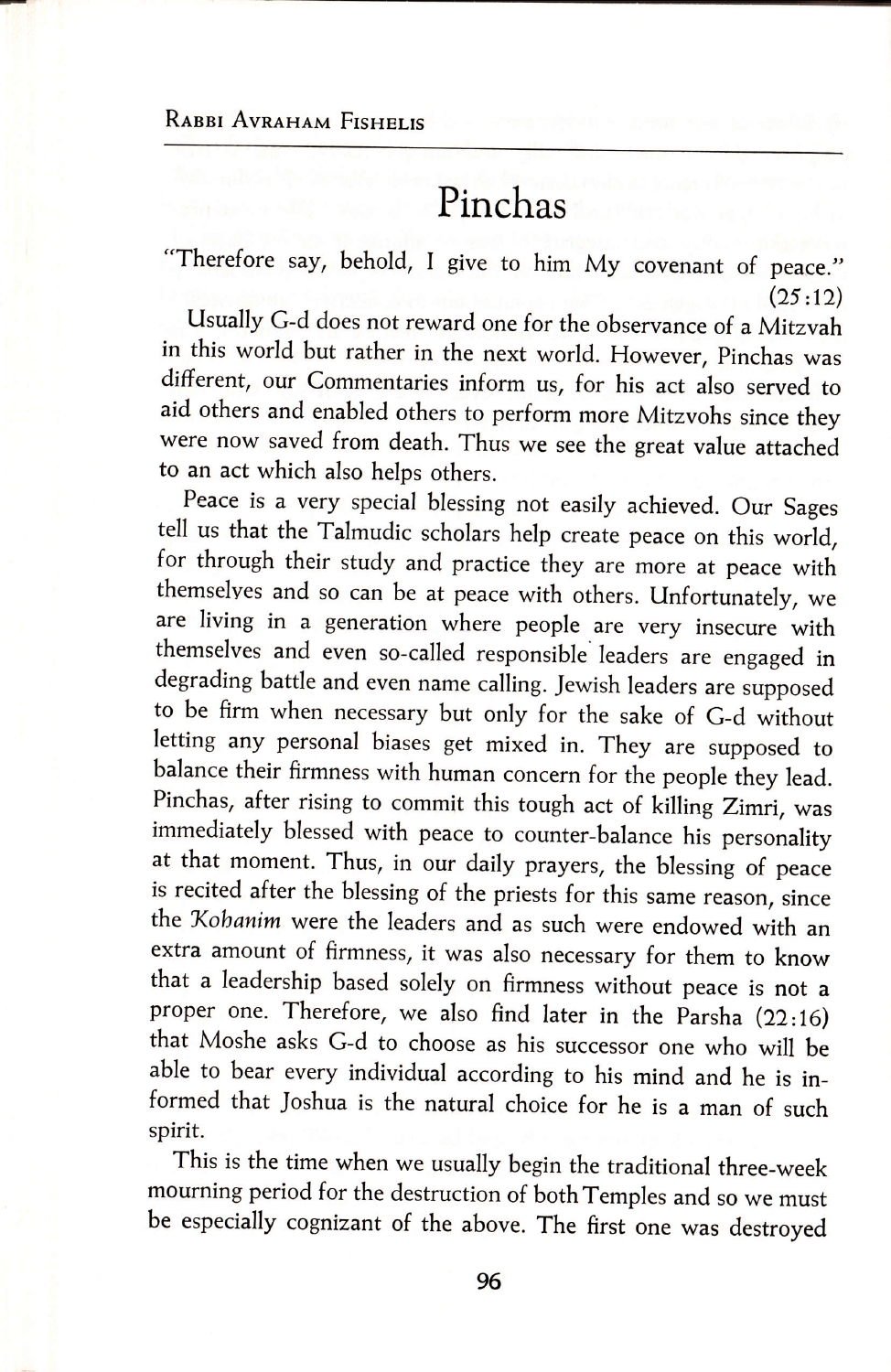# Pinchas

"Therefore say, behold, I give to him My covenant of peace." (25:12)

Usually G-d does not reward one for the observance of a Mitzvah in this world but rather in the next world. However, Pinchas was different, our Commentaries inform us, for his act also served to aid others and enabled others to perform more Mitzvohs since they were now saved from death. Thus we see the great value attached to an act which also helps others.

Peace is a very special blessing not easily achieved. Our Sages tell us that the Talmudic scholars help create peace on this world, for through their study and practice they are more at peace with themselves and so can be at peace with others. Unfortunately, we are living in a generation where people are very insecure with themselves and even so-called responsible leaders are engaged in degrading battle and even name calling. Jewish leaders are supposed to be firm when necessary but only for the sake of G-d without letting any personal biases get mixed in. They are supposed to balance their firmness with human concern for the people they lead. Pinchas, after rising to commit this tough act of killing Zimri, was immediately blessed with peace to counter-balance his personality at that moment. Thus, in our daily prayers, the blessing of peace is recited after the blessing of the priests for this same reason, since the *Kohanim* were the leaders and as such were endowed with an extra amount of firmness, it was also necessary for them to know that a leadership based solely on firmness without peace is not a proper one. Therefore, we also find later in the Parsha (22:16) that Moshe asks G-d to choose as his successor one who will be able to bear every individual according to his mind and he is informed that Joshua is the natural choice for he is a man of such spirit.

This is the time when we usually begin the traditional three-week mourning period for the destruction of both Temples and so we must be especially cognizant of the above. The first one was destroyed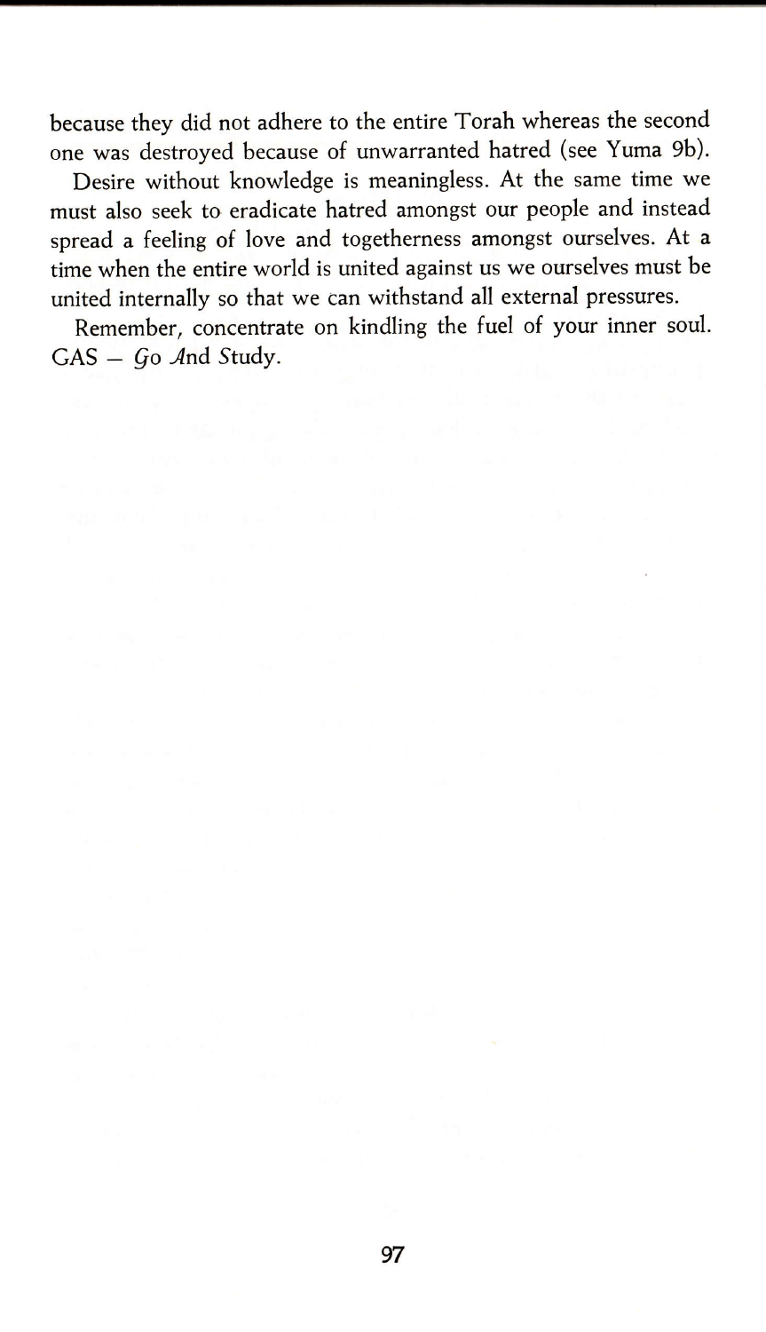because they did not adhere to the entire Torah whereas the second one was destroyed because of unwarranted hatred (see Yuma 9b).

Desire without knowledge is meaningless. At the same time we must also seek to eradicate hatred amongst our people and instead spread a feeling of love and togetherness amongst ourselves. At a time when the entire world is united against us we ourselves must be united internally so that we can withstand all external pressures.

Remember, concentrate on kindling the fuel of your inner soul. GAS — *G*o *A*nd *S*tudy.